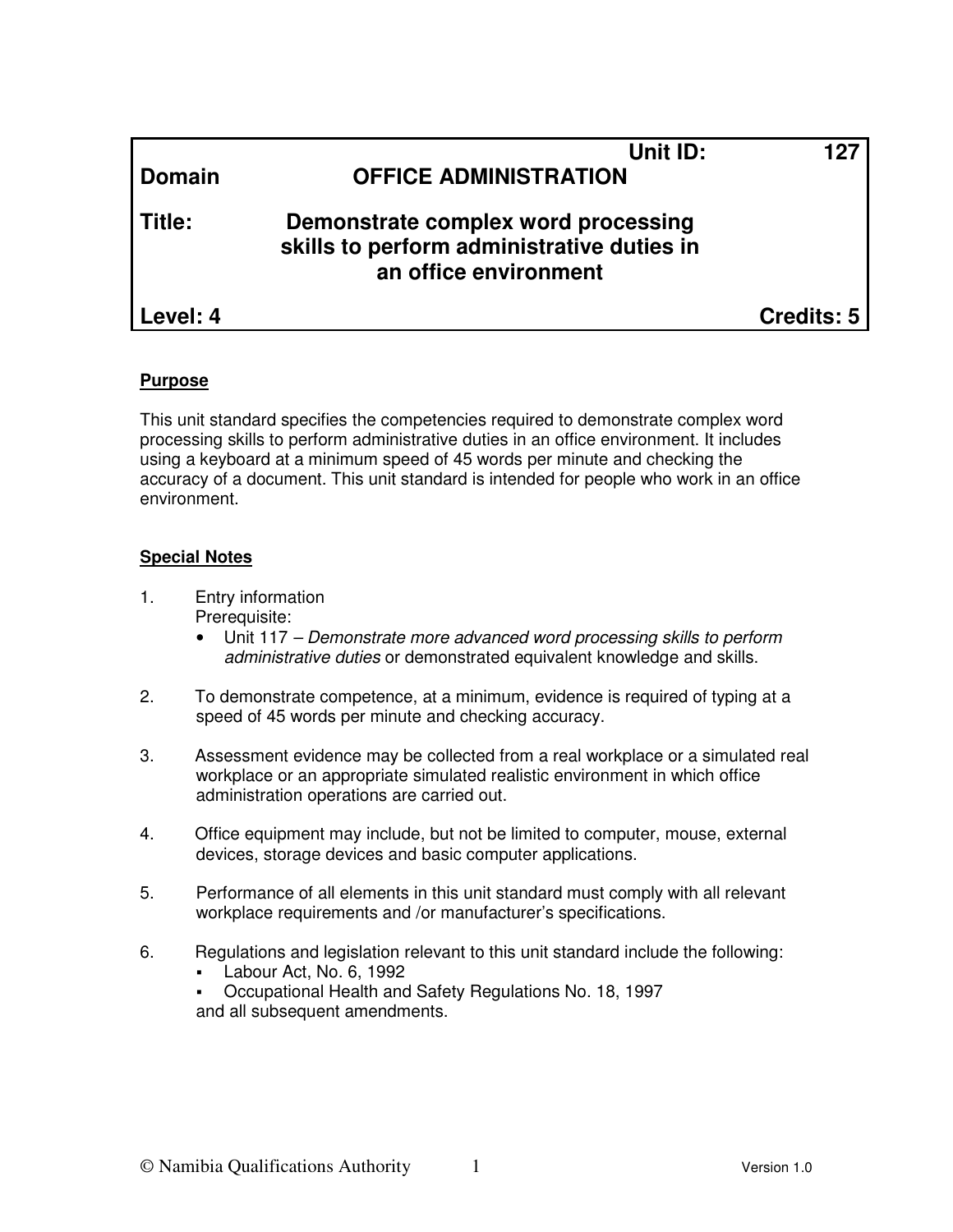| Domain | OFFICE ADMINISTRATION | Unit ID: 127 |
|---|---|---|
| **Title:** | **Demonstrate complex word processing skills to perform administrative duties in an office environment** | |
| **Level: 4** | | **Credits: 5** |

## Purpose

This unit standard specifies the competencies required to demonstrate complex word processing skills to perform administrative duties in an office environment. It includes using a keyboard at a minimum speed of 45 words per minute and checking the accuracy of a document. This unit standard is intended for people who work in an office environment.

## Special Notes

1. Entry information
   Prerequisite:
   - Unit 117 – *Demonstrate more advanced word processing skills to perform administrative duties* or demonstrated equivalent knowledge and skills.

2. To demonstrate competence, at a minimum, evidence is required of typing at a speed of 45 words per minute and checking accuracy.

3. Assessment evidence may be collected from a real workplace or a simulated real workplace or an appropriate simulated realistic environment in which office administration operations are carried out.

4. Office equipment may include, but not be limited to computer, mouse, external devices, storage devices and basic computer applications.

5. Performance of all elements in this unit standard must comply with all relevant workplace requirements and /or manufacturer's specifications.

6. Regulations and legislation relevant to this unit standard include the following:
   - Labour Act, No. 6, 1992
   - Occupational Health and Safety Regulations No. 18, 1997

   and all subsequent amendments.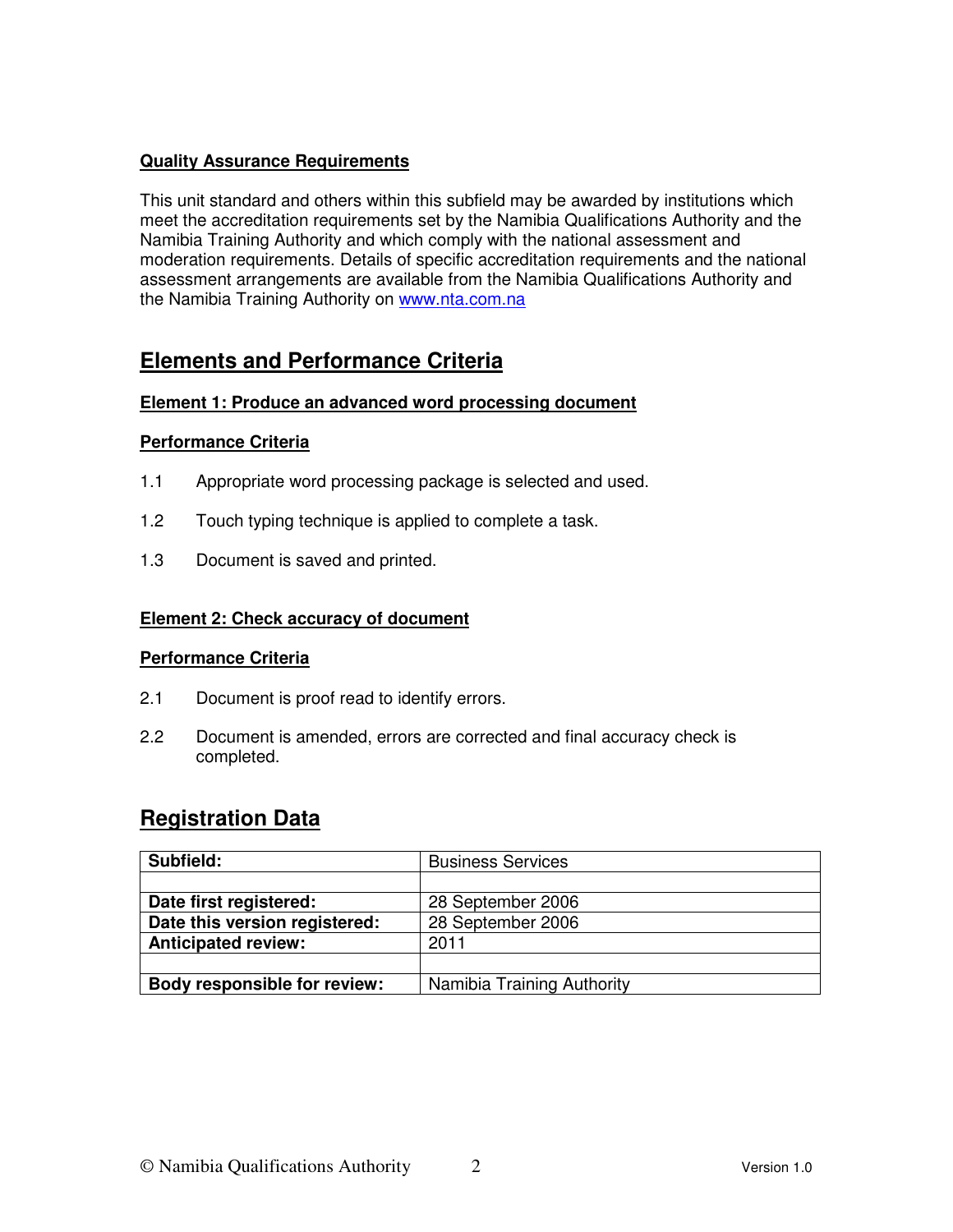### Quality Assurance Requirements

This unit standard and others within this subfield may be awarded by institutions which meet the accreditation requirements set by the Namibia Qualifications Authority and the Namibia Training Authority and which comply with the national assessment and moderation requirements. Details of specific accreditation requirements and the national assessment arrangements are available from the Namibia Qualifications Authority and the Namibia Training Authority on www.nta.com.na

## Elements and Performance Criteria

### Element 1: Produce an advanced word processing document

#### Performance Criteria

1.1 Appropriate word processing package is selected and used.

1.2 Touch typing technique is applied to complete a task.

1.3 Document is saved and printed.

### Element 2: Check accuracy of document

#### Performance Criteria

2.1 Document is proof read to identify errors.

2.2 Document is amended, errors are corrected and final accuracy check is completed.

## Registration Data

| | |
|---|---|
| **Subfield:** | Business Services |
| | |
| **Date first registered:** | 28 September 2006 |
| **Date this version registered:** | 28 September 2006 |
| **Anticipated review:** | 2011 |
| | |
| **Body responsible for review:** | Namibia Training Authority |